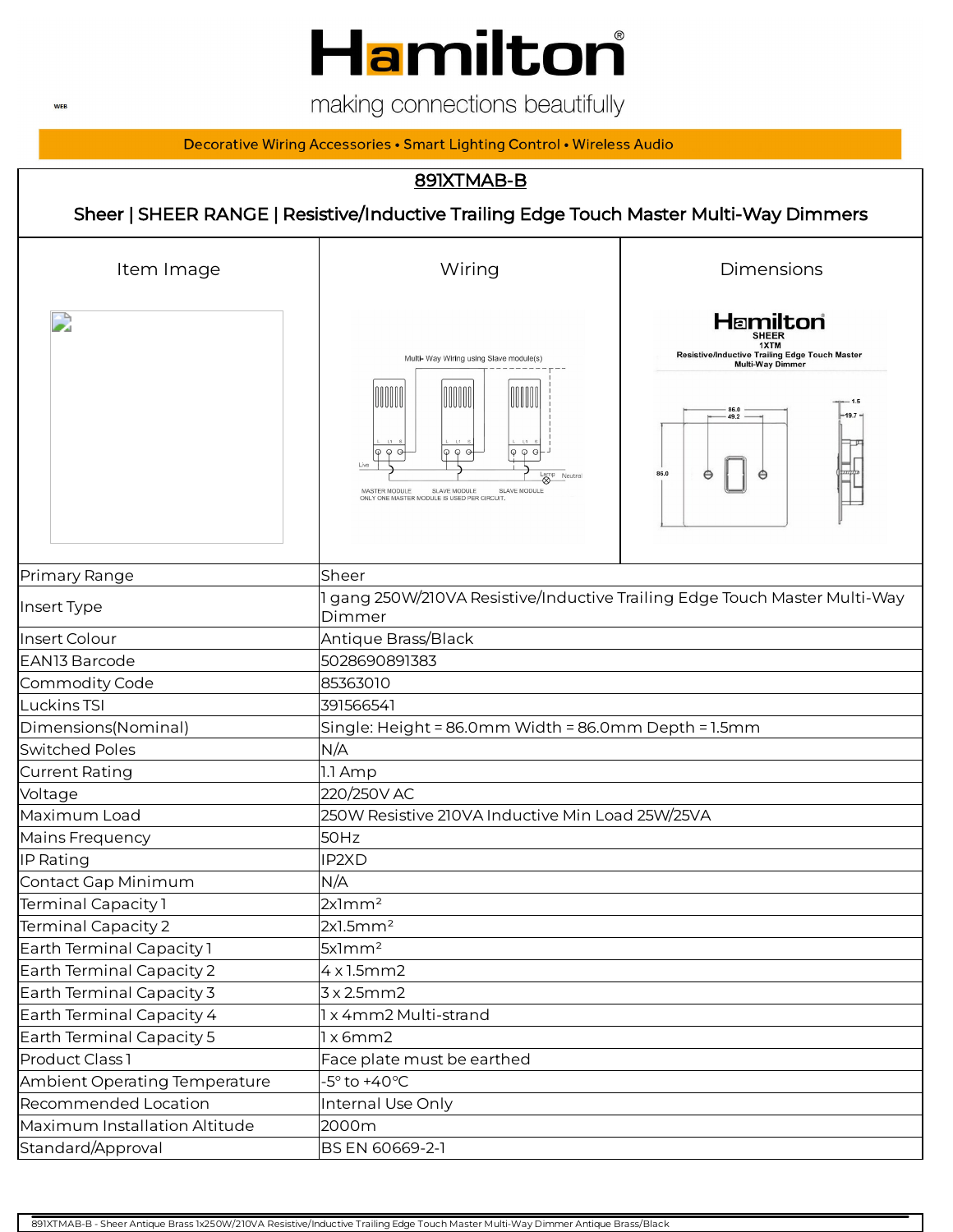# Hamilton

making connections beautifully

Decorative Wiring Accessories • Smart Lighting Control • Wireless Audio

## 891XTMAB-B

## Sheer | SHEER RANGE | Resistive/Inductive Trailing Edge Touch Master Multi-Way Dimmers

| Item Image | Wiring | Dimensions |
|---|---|---|
| | Multi- Way Wiring using Slave module(s)<br>Live, Lamp, Neutral<br>MASTER MODULE, SLAVE MODULE, SLAVE MODULE<br>ONLY ONE MASTER MODULE IS USED PER CIRCUIT. | Hamilton SHEER 1XTM Resistive/Inductive Trailing Edge Touch Master Multi-Way Dimmer<br>86.0, 49.2, 86.0, 1.5, 19.7 |

| | |
|---|---|
| Primary Range | Sheer |
| Insert Type | 1 gang 250W/210VA Resistive/Inductive Trailing Edge Touch Master Multi-Way Dimmer |
| Insert Colour | Antique Brass/Black |
| EAN13 Barcode | 5028690891383 |
| Commodity Code | 85363010 |
| Luckins TSI | 391566541 |
| Dimensions(Nominal) | Single: Height = 86.0mm Width = 86.0mm Depth = 1.5mm |
| Switched Poles | N/A |
| Current Rating | 1.1 Amp |
| Voltage | 220/250V AC |
| Maximum Load | 250W Resistive 210VA Inductive Min Load 25W/25VA |
| Mains Frequency | 50Hz |
| IP Rating | IP2XD |
| Contact Gap Minimum | N/A |
| Terminal Capacity 1 | 2x1mm² |
| Terminal Capacity 2 | 2x1.5mm² |
| Earth Terminal Capacity 1 | 5x1mm² |
| Earth Terminal Capacity 2 | 4 x 1.5mm2 |
| Earth Terminal Capacity 3 | 3 x 2.5mm2 |
| Earth Terminal Capacity 4 | 1 x 4mm2 Multi-strand |
| Earth Terminal Capacity 5 | 1 x 6mm2 |
| Product Class 1 | Face plate must be earthed |
| Ambient Operating Temperature | -5° to +40°C |
| Recommended Location | Internal Use Only |
| Maximum Installation Altitude | 2000m |
| Standard/Approval | BS EN 60669-2-1 |

891XTMAB-B - Sheer Antique Brass 1x250W/210VA Resistive/Inductive Trailing Edge Touch Master Multi-Way Dimmer Antique Brass/Black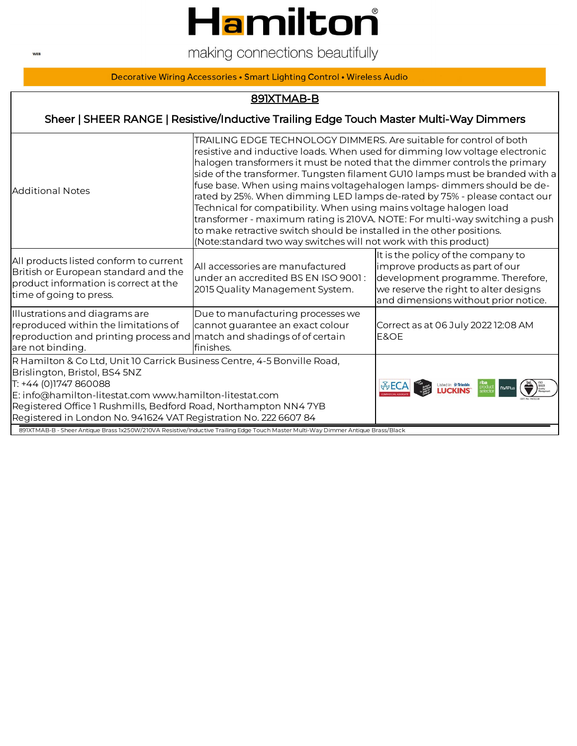# Hamilton

making connections beautifully

Decorative Wiring Accessories • Smart Lighting Control • Wireless Audio

## 891XTMAB-B

### Sheer | SHEER RANGE | Resistive/Inductive Trailing Edge Touch Master Multi-Way Dimmers

| | | |
|---|---|---|
| Additional Notes | TRAILING EDGE TECHNOLOGY DIMMERS. Are suitable for control of both resistive and inductive loads. When used for dimming low voltage electronic halogen transformers it must be noted that the dimmer controls the primary side of the transformer. Tungsten filament GU10 lamps must be branded with a fuse base. When using mains voltagehalogen lamps- dimmers should be de-rated by 25%. When dimming LED lamps de-rated by 75% - please contact our Technical for compatibility. When using mains voltage halogen load transformer - maximum rating is 210VA. NOTE: For multi-way switching a push to make retractive switch should be installed in the other positions. (Note:standard two way switches will not work with this product) | |
| All products listed conform to current British or European standard and the product information is correct at the time of going to press. | All accessories are manufactured under an accredited BS EN ISO 9001 : 2015 Quality Management System. | It is the policy of the company to improve products as part of our development programme. Therefore, we reserve the right to alter designs and dimensions without prior notice. |
| Illustrations and diagrams are reproduced within the limitations of reproduction and printing process and are not binding. | Due to manufacturing processes we cannot guarantee an exact colour match and shadings of of certain finishes. | Correct as at 06 July 2022 12:08 AM E&OE |

R Hamilton & Co Ltd, Unit 10 Carrick Business Centre, 4-5 Bonville Road, Brislington, Bristol, BS4 5NZ
T: +44 (0)1747 860088
E: info@hamilton-litestat.com www.hamilton-litestat.com
Registered Office 1 Rushmills, Bedford Road, Northampton NN4 7YB
Registered in London No. 941624 VAT Registration No. 222 6607 84

891XTMAB-B - Sheer Antique Brass 1x250W/210VA Resistive/Inductive Trailing Edge Touch Master Multi-Way Dimmer Antique Brass/Black